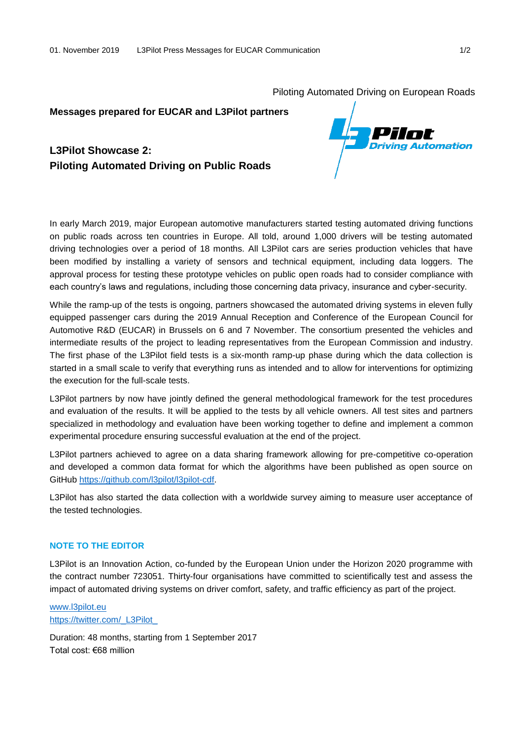Piloting Automated Driving on European Roads

**Messages prepared for EUCAR and L3Pilot partners**

## L3Pilot Showcase 2: Piloting Automated Driving on Public Roads

In early March 2019, major European automotive manufacturers started testing automated driving functions on public roads across ten countries in Europe. All told, around 1,000 drivers will be testing automated driving technologies over a period of 18 months. All L3Pilot cars are series production vehicles that have been modified by installing a variety of sensors and technical equipment, including data loggers. The approval process for testing these prototype vehicles on public open roads had to consider compliance with each country's laws and regulations, including those concerning data privacy, insurance and cyber-security.

While the ramp-up of the tests is ongoing, partners showcased the automated driving systems in eleven fully equipped passenger cars during the 2019 Annual Reception and Conference of the European Council for Automotive R&D (EUCAR) in Brussels on 6 and 7 November. The consortium presented the vehicles and intermediate results of the project to leading representatives from the European Commission and industry. The first phase of the L3Pilot field tests is a six-month ramp-up phase during which the data collection is started in a small scale to verify that everything runs as intended and to allow for interventions for optimizing the execution for the full-scale tests.

L3Pilot partners by now have jointly defined the general methodological framework for the test procedures and evaluation of the results. It will be applied to the tests by all vehicle owners. All test sites and partners specialized in methodology and evaluation have been working together to define and implement a common experimental procedure ensuring successful evaluation at the end of the project.

L3Pilot partners achieved to agree on a data sharing framework allowing for pre-competitive co-operation and developed a common data format for which the algorithms have been published as open source on GitHub https://github.com/l3pilot/l3pilot-cdf.

L3Pilot has also started the data collection with a worldwide survey aiming to measure user acceptance of the tested technologies.

### NOTE TO THE EDITOR

L3Pilot is an Innovation Action, co-funded by the European Union under the Horizon 2020 programme with the contract number 723051. Thirty-four organisations have committed to scientifically test and assess the impact of automated driving systems on driver comfort, safety, and traffic efficiency as part of the project.

www.l3pilot.eu
https://twitter.com/_L3Pilot_

Duration: 48 months, starting from 1 September 2017
Total cost: €68 million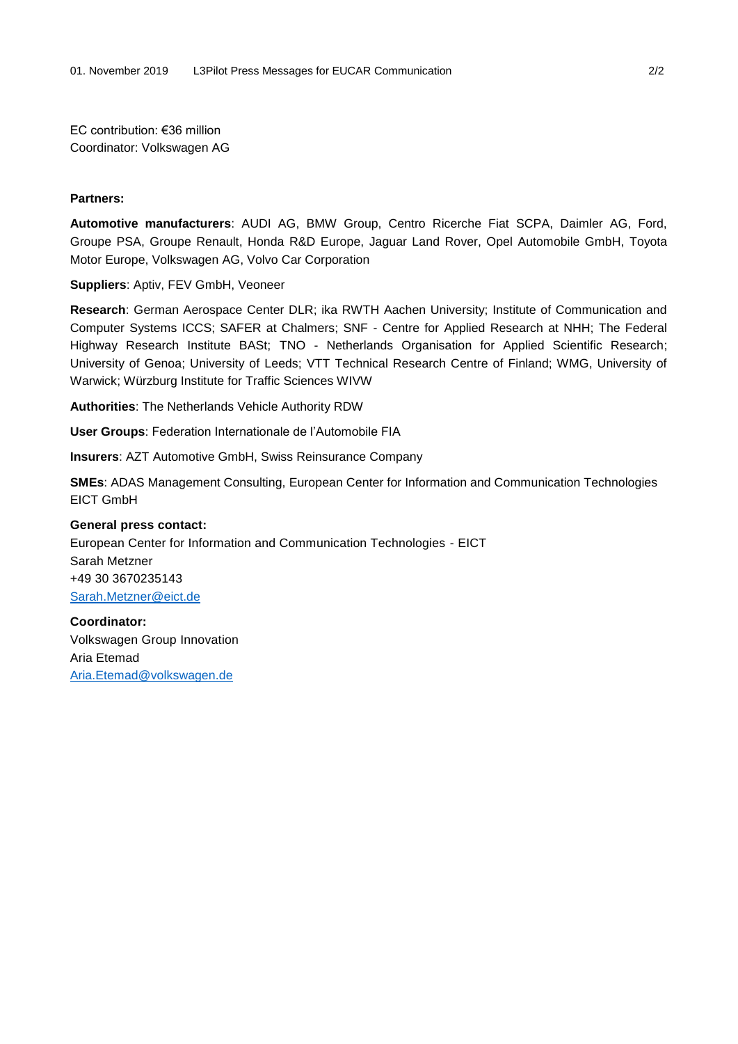EC contribution: €36 million
Coordinator: Volkswagen AG

**Partners:**

**Automotive manufacturers**: AUDI AG, BMW Group, Centro Ricerche Fiat SCPA, Daimler AG, Ford, Groupe PSA, Groupe Renault, Honda R&D Europe, Jaguar Land Rover, Opel Automobile GmbH, Toyota Motor Europe, Volkswagen AG, Volvo Car Corporation

**Suppliers**: Aptiv, FEV GmbH, Veoneer

**Research**: German Aerospace Center DLR; ika RWTH Aachen University; Institute of Communication and Computer Systems ICCS; SAFER at Chalmers; SNF - Centre for Applied Research at NHH; The Federal Highway Research Institute BASt; TNO - Netherlands Organisation for Applied Scientific Research; University of Genoa; University of Leeds; VTT Technical Research Centre of Finland; WMG, University of Warwick; Würzburg Institute for Traffic Sciences WIVW

**Authorities**: The Netherlands Vehicle Authority RDW

**User Groups**: Federation Internationale de l'Automobile FIA

**Insurers**: AZT Automotive GmbH, Swiss Reinsurance Company

**SMEs**: ADAS Management Consulting, European Center for Information and Communication Technologies EICT GmbH

**General press contact:**
European Center for Information and Communication Technologies - EICT
Sarah Metzner
+49 30 3670235143
Sarah.Metzner@eict.de

**Coordinator:**
Volkswagen Group Innovation
Aria Etemad
Aria.Etemad@volkswagen.de